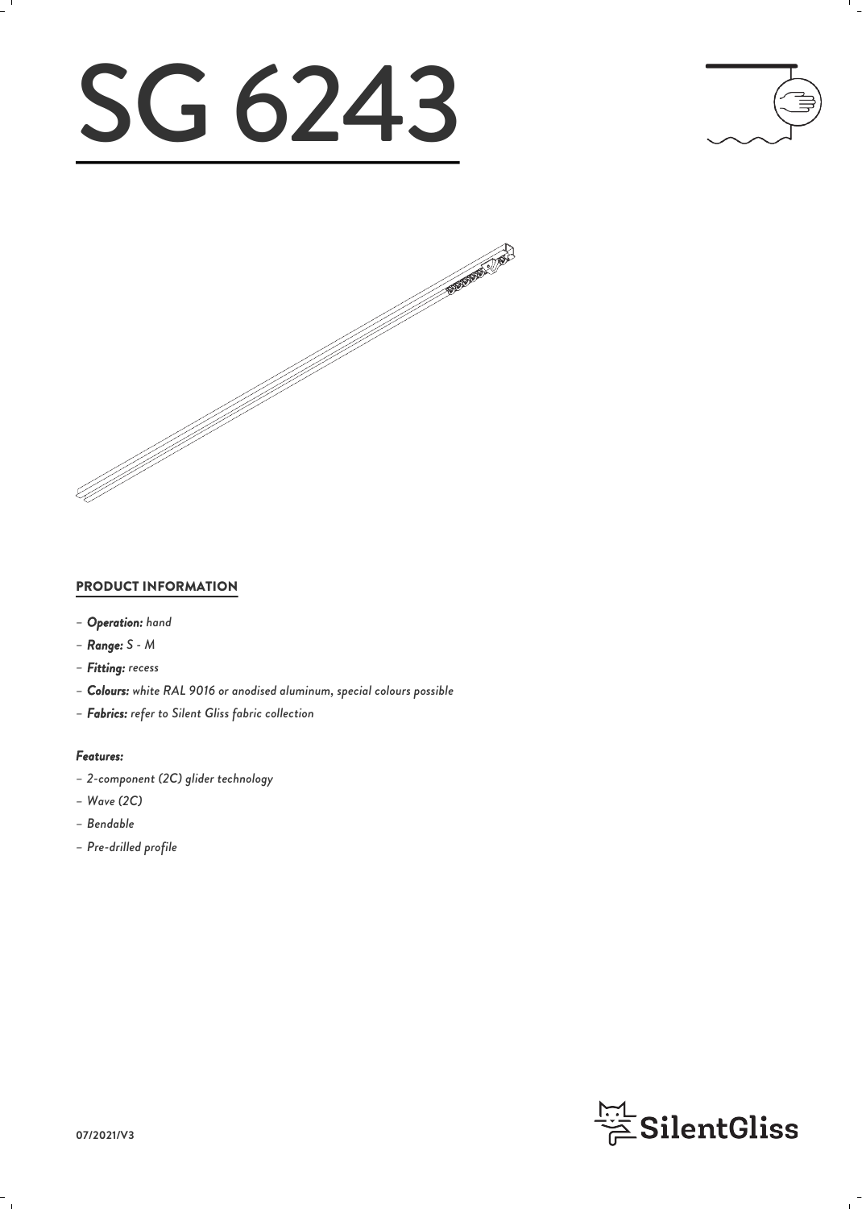# SG 6243

## PRODUCT INFORMATION

- ***Operation:*** *hand*
- ***Range:*** *S - M*
- ***Fitting:*** *recess*
- ***Colours:*** *white RAL 9016 or anodised aluminum, special colours possible*
- ***Fabrics:*** *refer to Silent Gliss fabric collection*

### *Features:*

- *2-component (2C) glider technology*
- *Wave (2C)*
- *Bendable*
- *Pre-drilled profile*

07/2021/V3

SilentGliss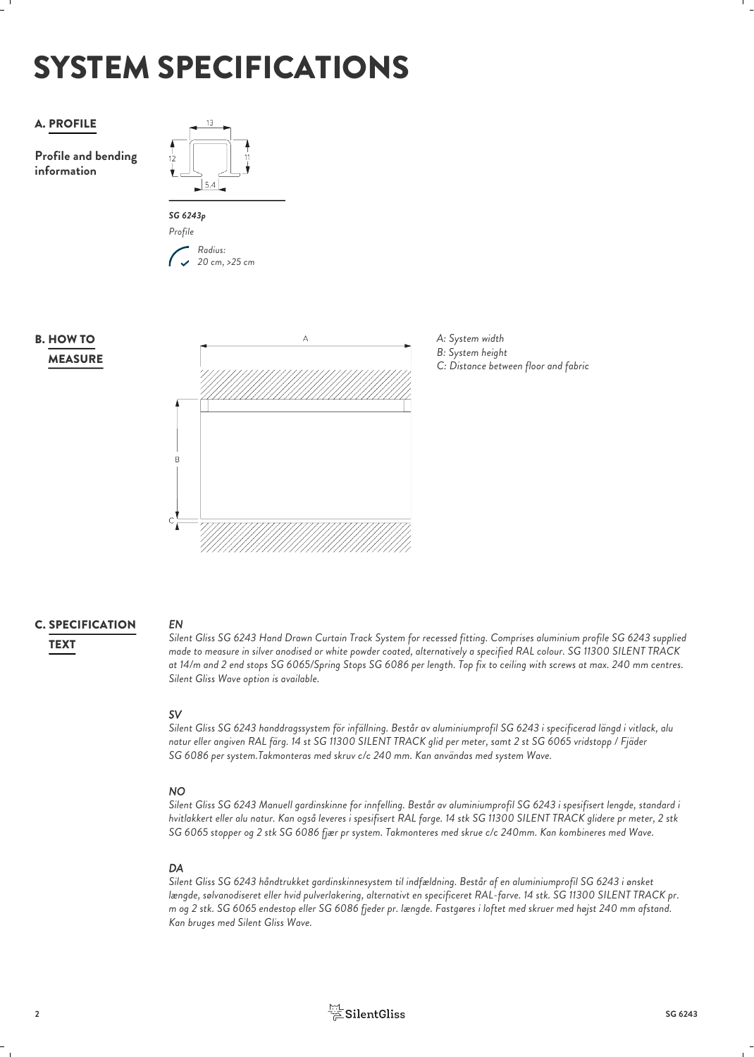# SYSTEM SPECIFICATIONS

## A. PROFILE

**Profile and bending information**

*SG 6243p*

*Profile*

*Radius: 20 cm, >25 cm*

## B. HOW TO MEASURE

*A: System width*
*B: System height*
*C: Distance between floor and fabric*

## C. SPECIFICATION TEXT

***EN***

*Silent Gliss SG 6243 Hand Drawn Curtain Track System for recessed fitting. Comprises aluminium profile SG 6243 supplied made to measure in silver anodised or white powder coated, alternatively a specified RAL colour. SG 11300 SILENT TRACK at 14/m and 2 end stops SG 6065/Spring Stops SG 6086 per length. Top fix to ceiling with screws at max. 240 mm centres. Silent Gliss Wave option is available.*

***SV***

*Silent Gliss SG 6243 handdragssystem för infällning. Består av aluminiumprofil SG 6243 i specificerad längd i vitlack, alu natur eller angiven RAL färg. 14 st SG 11300 SILENT TRACK glid per meter, samt 2 st SG 6065 vridstopp / Fjäder SG 6086 per system.Takmonteras med skruv c/c 240 mm. Kan användas med system Wave.*

***NO***

*Silent Gliss SG 6243 Manuell gardinskinne for innfelling. Består av aluminiumprofil SG 6243 i spesifisert lengde, standard i hvitlakkert eller alu natur. Kan også leveres i spesifisert RAL farge. 14 stk SG 11300 SILENT TRACK glidere pr meter, 2 stk SG 6065 stopper og 2 stk SG 6086 fjær pr system. Takmonteres med skrue c/c 240mm. Kan kombineres med Wave.*

***DA***

*Silent Gliss SG 6243 håndtrukket gardinskinnesystem til indfældning. Består af en aluminiumprofil SG 6243 i ønsket længde, sølvanodiseret eller hvid pulverlakering, alternativt en specificeret RAL-farve. 14 stk. SG 11300 SILENT TRACK pr. m og 2 stk. SG 6065 endestop eller SG 6086 fjeder pr. længde. Fastgøres i loftet med skruer med højst 240 mm afstand. Kan bruges med Silent Gliss Wave.*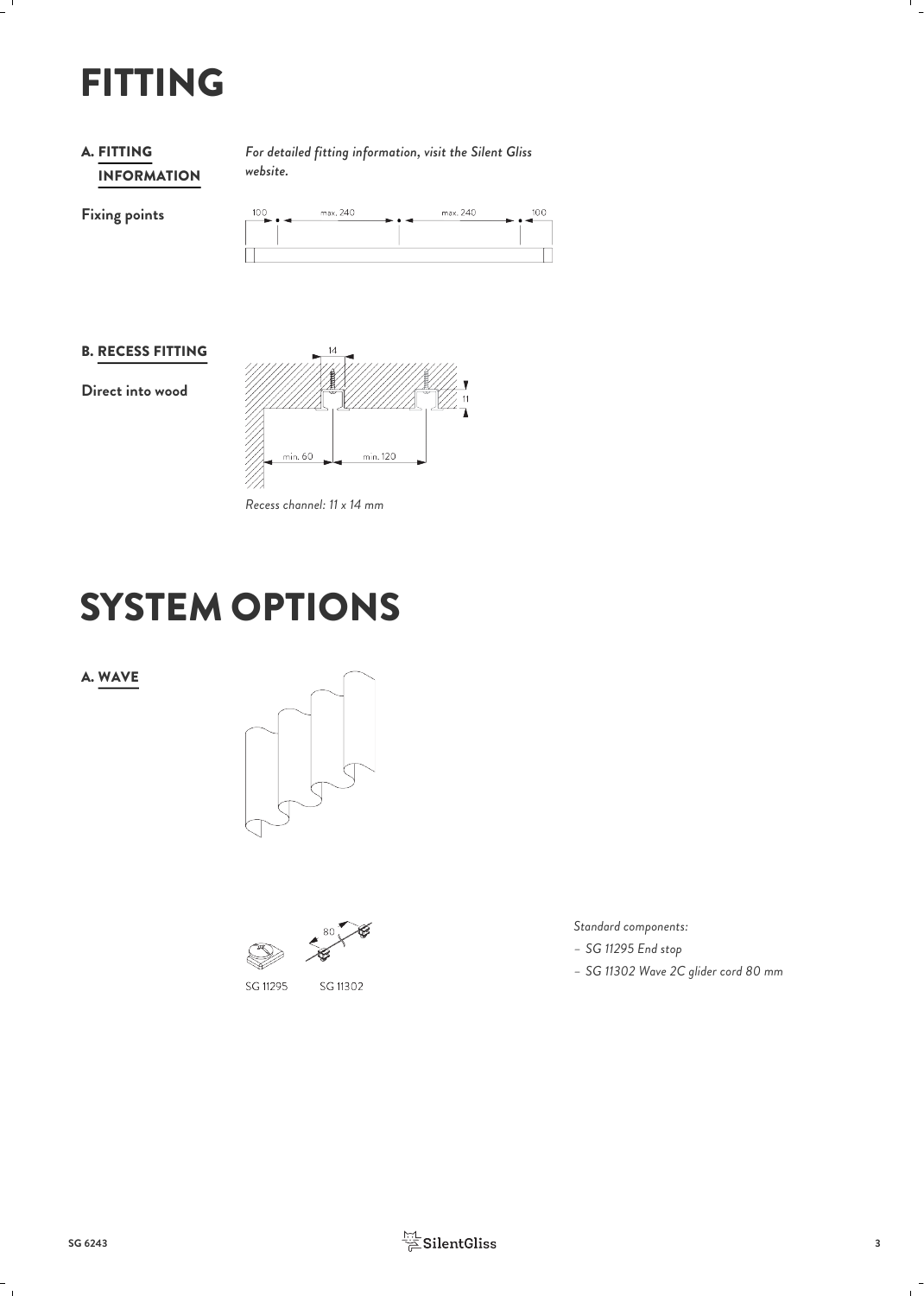# FITTING

## A. FITTING INFORMATION

*For detailed fitting information, visit the Silent Gliss website.*

**Fixing points**

100 max. 240 max. 240 100

## B. RECESS FITTING

**Direct into wood**

14 11 min. 60 min. 120

*Recess channel: 11 x 14 mm*

# SYSTEM OPTIONS

## A. WAVE

80

SG 11295 SG 11302

*Standard components:*

- *SG 11295 End stop*
- *SG 11302 Wave 2C glider cord 80 mm*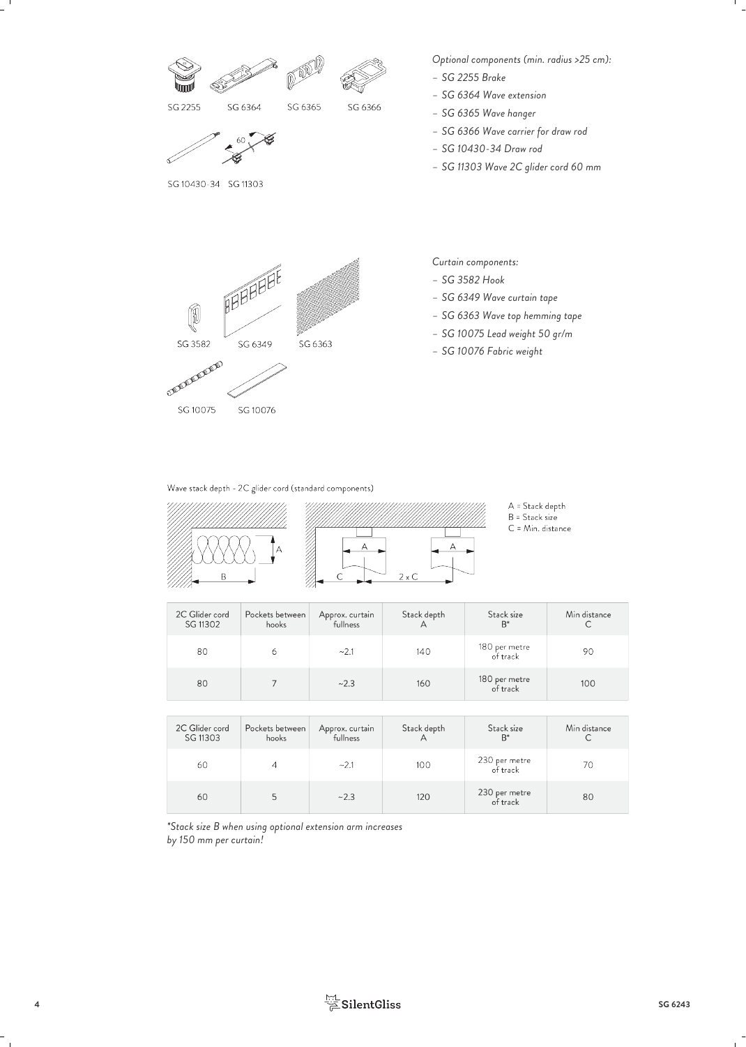SG 2255 SG 6364 SG 6365 SG 6366

SG 10430-34 SG 11303

*Optional components (min. radius >25 cm):*

- *SG 2255 Brake*
- *SG 6364 Wave extension*
- *SG 6365 Wave hanger*
- *SG 6366 Wave carrier for draw rod*
- *SG 10430-34 Draw rod*
- *SG 11303 Wave 2C glider cord 60 mm*

SG 3582 SG 6349 SG 6363

SG 10075 SG 10076

*Curtain components:*

- *SG 3582 Hook*
- *SG 6349 Wave curtain tape*
- *SG 6363 Wave top hemming tape*
- *SG 10075 Lead weight 50 gr/m*
- *SG 10076 Fabric weight*

Wave stack depth - 2C glider cord (standard components)

A = Stack depth
B = Stack size
C = Min. distance

| 2C Glider cord SG 11302 | Pockets between hooks | Approx. curtain fullness | Stack depth A | Stack size B* | Min distance C |
|---|---|---|---|---|---|
| 80 | 6 | ~2.1 | 140 | 180 per metre of track | 90 |
| 80 | 7 | ~2.3 | 160 | 180 per metre of track | 100 |

| 2C Glider cord SG 11303 | Pockets between hooks | Approx. curtain fullness | Stack depth A | Stack size B* | Min distance C |
|---|---|---|---|---|---|
| 60 | 4 | ~2.1 | 100 | 230 per metre of track | 70 |
| 60 | 5 | ~2.3 | 120 | 230 per metre of track | 80 |

*\*Stack size B when using optional extension arm increases by 150 mm per curtain!*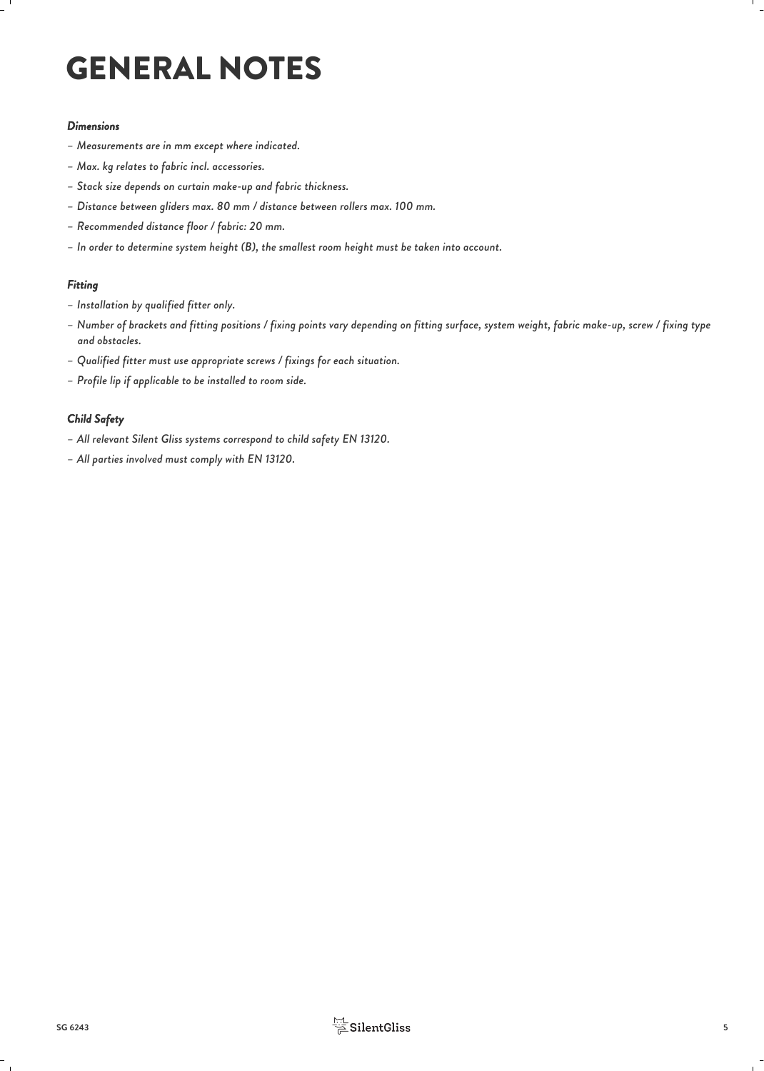# GENERAL NOTES

***Dimensions***

- *Measurements are in mm except where indicated.*
- *Max. kg relates to fabric incl. accessories.*
- *Stack size depends on curtain make-up and fabric thickness.*
- *Distance between gliders max. 80 mm / distance between rollers max. 100 mm.*
- *Recommended distance floor / fabric: 20 mm.*
- *In order to determine system height (B), the smallest room height must be taken into account.*

***Fitting***

- *Installation by qualified fitter only.*
- *Number of brackets and fitting positions / fixing points vary depending on fitting surface, system weight, fabric make-up, screw / fixing type and obstacles.*
- *Qualified fitter must use appropriate screws / fixings for each situation.*
- *Profile lip if applicable to be installed to room side.*

***Child Safety***

- *All relevant Silent Gliss systems correspond to child safety EN 13120.*
- *All parties involved must comply with EN 13120.*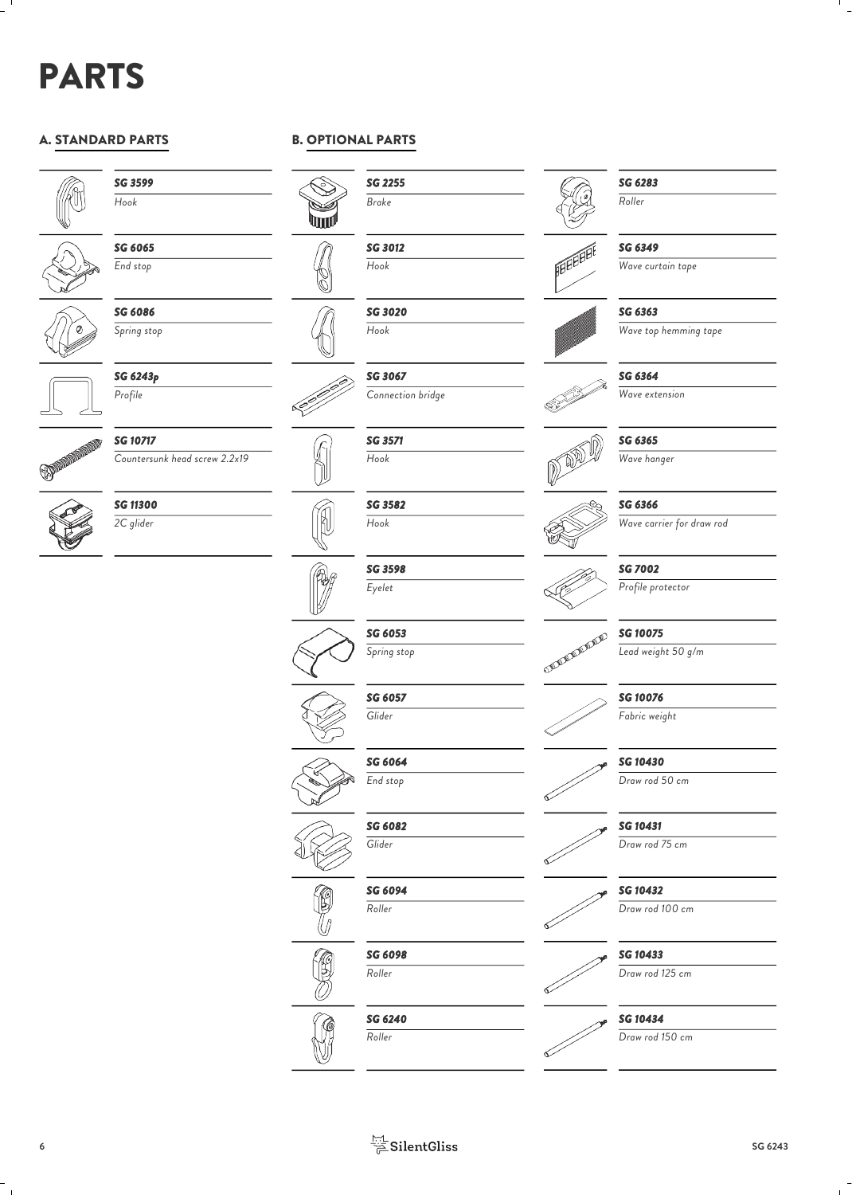# PARTS

## A. STANDARD PARTS

| Part no. | Description |
| --- | --- |
| SG 3599 | Hook |
| SG 6065 | End stop |
| SG 6086 | Spring stop |
| SG 6243p | Profile |
| SG 10717 | Countersunk head screw 2.2x19 |
| SG 11300 | 2C glider |

## B. OPTIONAL PARTS

| Part no. | Description |
| --- | --- |
| SG 2255 | Brake |
| SG 3012 | Hook |
| SG 3020 | Hook |
| SG 3067 | Connection bridge |
| SG 3571 | Hook |
| SG 3582 | Hook |
| SG 3598 | Eyelet |
| SG 6053 | Spring stop |
| SG 6057 | Glider |
| SG 6064 | End stop |
| SG 6082 | Glider |
| SG 6094 | Roller |
| SG 6098 | Roller |
| SG 6240 | Roller |
| SG 6283 | Roller |
| SG 6349 | Wave curtain tape |
| SG 6363 | Wave top hemming tape |
| SG 6364 | Wave extension |
| SG 6365 | Wave hanger |
| SG 6366 | Wave carrier for draw rod |
| SG 7002 | Profile protector |
| SG 10075 | Lead weight 50 g/m |
| SG 10076 | Fabric weight |
| SG 10430 | Draw rod 50 cm |
| SG 10431 | Draw rod 75 cm |
| SG 10432 | Draw rod 100 cm |
| SG 10433 | Draw rod 125 cm |
| SG 10434 | Draw rod 150 cm |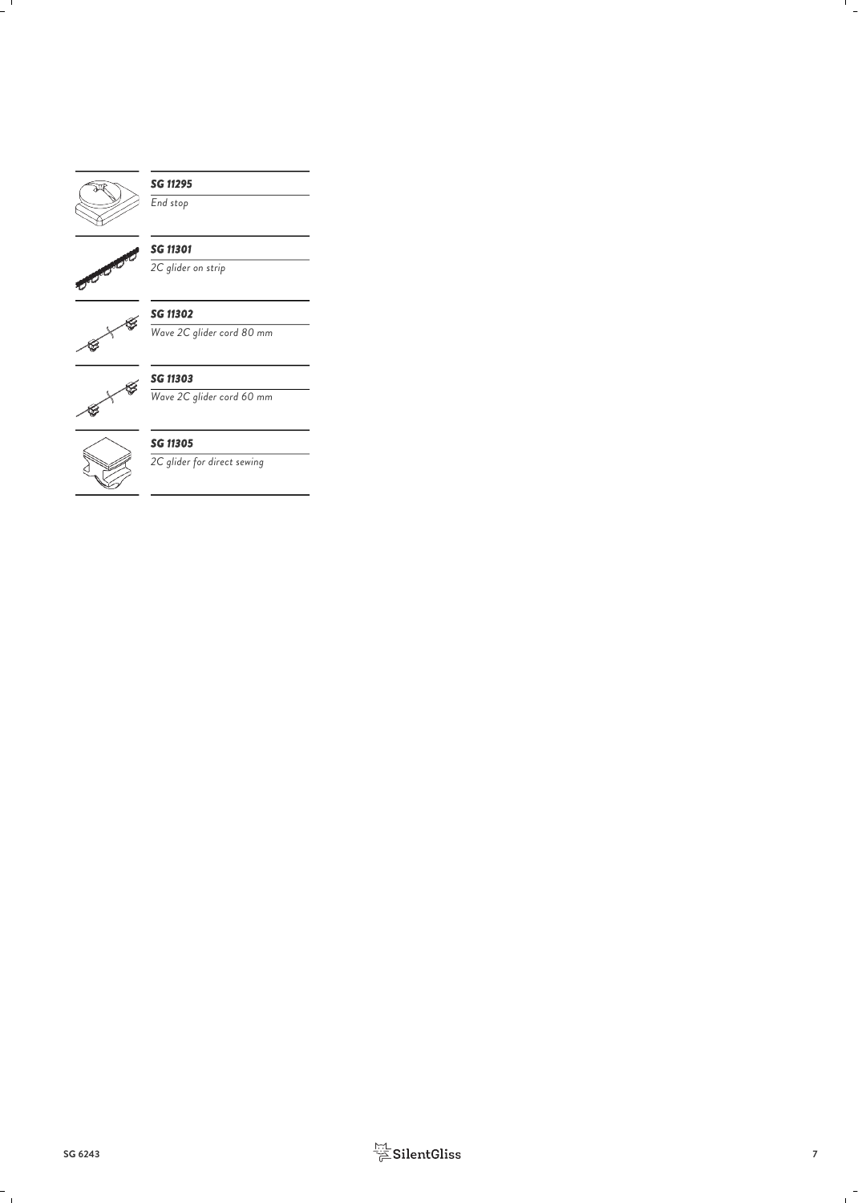***SG 11295***

*End stop*

***SG 11301***

*2C glider on strip*

***SG 11302***

*Wave 2C glider cord 80 mm*

***SG 11303***

*Wave 2C glider cord 60 mm*

***SG 11305***

*2C glider for direct sewing*